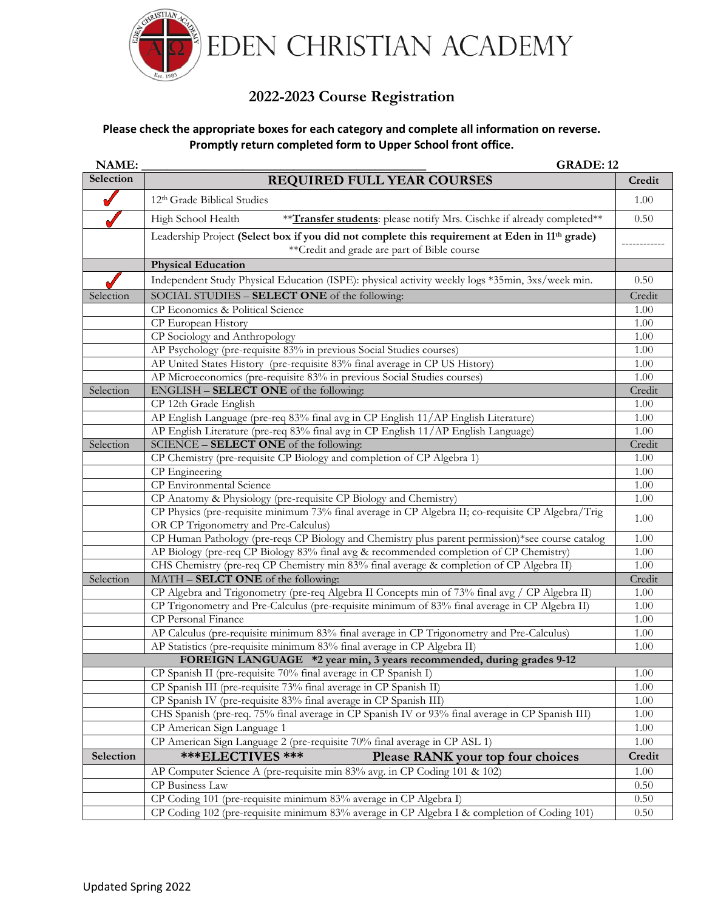# EDEN CHRISTIAN ACADEMY

## 2022-2023 Course Registration

**Please check the appropriate boxes for each category and complete all information on reverse. Promptly return completed form to Upper School front office.**

**NAME:** ______________________________________________ **GRADE: 12**

| Selection | REQUIRED FULL YEAR COURSES | Credit |
|---|---|---|
| ✓ | 12th Grade Biblical Studies | 1.00 |
| ✓ | High School Health **Transfer students: please notify Mrs. Cischke if already completed** | 0.50 |
| | Leadership Project **(Select box if you did not complete this requirement at Eden in 11th grade)** **Credit and grade are part of Bible course | ------------ |
| | **Physical Education** | |
| ✓ | Independent Study Physical Education (ISPE): physical activity weekly logs *35min, 3xs/week min. | 0.50 |
| Selection | SOCIAL STUDIES – **SELECT ONE** of the following: | Credit |
| | CP Economics & Political Science | 1.00 |
| | CP European History | 1.00 |
| | CP Sociology and Anthropology | 1.00 |
| | AP Psychology (pre-requisite 83% in previous Social Studies courses) | 1.00 |
| | AP United States History (pre-requisite 83% final average in CP US History) | 1.00 |
| | AP Microeconomics (pre-requisite 83% in previous Social Studies courses) | 1.00 |
| Selection | ENGLISH – **SELECT ONE** of the following: | Credit |
| | CP 12th Grade English | 1.00 |
| | AP English Language (pre-req 83% final avg in CP English 11/AP English Literature) | 1.00 |
| | AP English Literature (pre-req 83% final avg in CP English 11/AP English Language) | 1.00 |
| Selection | SCIENCE – **SELECT ONE** of the following: | Credit |
| | CP Chemistry (pre-requisite CP Biology and completion of CP Algebra 1) | 1.00 |
| | CP Engineering | 1.00 |
| | CP Environmental Science | 1.00 |
| | CP Anatomy & Physiology (pre-requisite CP Biology and Chemistry) | 1.00 |
| | CP Physics (pre-requisite minimum 73% final average in CP Algebra II; co-requisite CP Algebra/Trig OR CP Trigonometry and Pre-Calculus) | 1.00 |
| | CP Human Pathology (pre-reqs CP Biology and Chemistry plus parent permission)*see course catalog | 1.00 |
| | AP Biology (pre-req CP Biology 83% final avg & recommended completion of CP Chemistry) | 1.00 |
| | CHS Chemistry (pre-req CP Chemistry min 83% final average & completion of CP Algebra II) | 1.00 |
| Selection | MATH – **SELCT ONE** of the following: | Credit |
| | CP Algebra and Trigonometry (pre-req Algebra II Concepts min of 73% final avg / CP Algebra II) | 1.00 |
| | CP Trigonometry and Pre-Calculus (pre-requisite minimum of 83% final average in CP Algebra II) | 1.00 |
| | CP Personal Finance | 1.00 |
| | AP Calculus (pre-requisite minimum 83% final average in CP Trigonometry and Pre-Calculus) | 1.00 |
| | AP Statistics (pre-requisite minimum 83% final average in CP Algebra II) | 1.00 |
| | **FOREIGN LANGUAGE \*2 year min, 3 years recommended, during grades 9-12** | |
| | CP Spanish II (pre-requisite 70% final average in CP Spanish I) | 1.00 |
| | CP Spanish III (pre-requisite 73% final average in CP Spanish II) | 1.00 |
| | CP Spanish IV (pre-requisite 83% final average in CP Spanish III) | 1.00 |
| | CHS Spanish (pre-req. 75% final average in CP Spanish IV or 93% final average in CP Spanish III) | 1.00 |
| | CP American Sign Language 1 | 1.00 |
| | CP American Sign Language 2 (pre-requisite 70% final average in CP ASL 1) | 1.00 |
| **Selection** | **\*\*\*ELECTIVES \*\*\* Please RANK your top four choices** | **Credit** |
| | AP Computer Science A (pre-requisite min 83% avg. in CP Coding 101 & 102) | 1.00 |
| | CP Business Law | 0.50 |
| | CP Coding 101 (pre-requisite minimum 83% average in CP Algebra I) | 0.50 |
| | CP Coding 102 (pre-requisite minimum 83% average in CP Algebra I & completion of Coding 101) | 0.50 |

Updated Spring 2022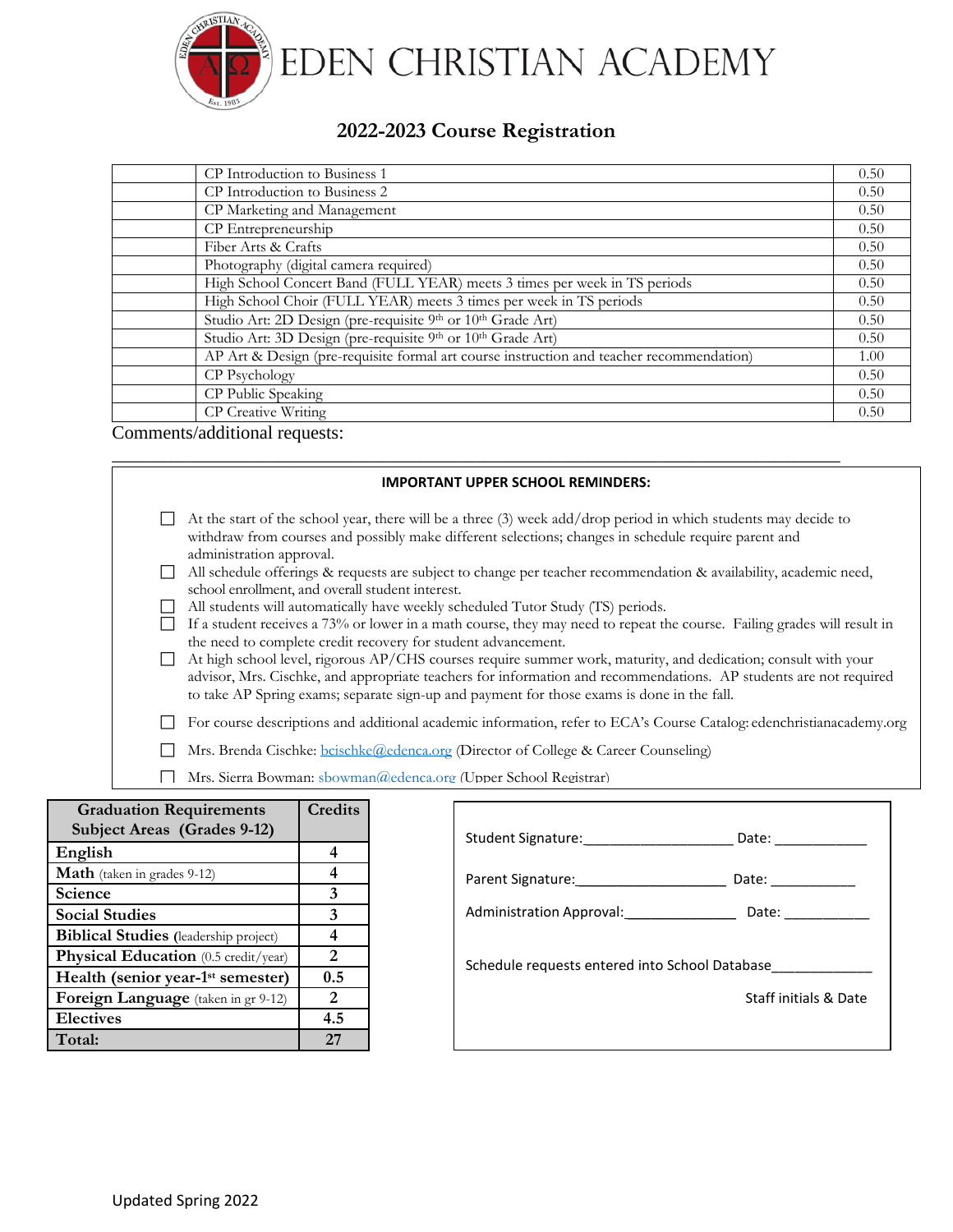# EDEN CHRISTIAN ACADEMY

## 2022-2023 Course Registration

| | | |
|---|---|---|
| | CP Introduction to Business 1 | 0.50 |
| | CP Introduction to Business 2 | 0.50 |
| | CP Marketing and Management | 0.50 |
| | CP Entrepreneurship | 0.50 |
| | Fiber Arts & Crafts | 0.50 |
| | Photography (digital camera required) | 0.50 |
| | High School Concert Band (FULL YEAR) meets 3 times per week in TS periods | 0.50 |
| | High School Choir (FULL YEAR) meets 3 times per week in TS periods | 0.50 |
| | Studio Art: 2D Design (pre-requisite 9th or 10th Grade Art) | 0.50 |
| | Studio Art: 3D Design (pre-requisite 9th or 10th Grade Art) | 0.50 |
| | AP Art & Design (pre-requisite formal art course instruction and teacher recommendation) | 1.00 |
| | CP Psychology | 0.50 |
| | CP Public Speaking | 0.50 |
| | CP Creative Writing | 0.50 |

Comments/additional requests: ______________________________________________

**IMPORTANT UPPER SCHOOL REMINDERS:**

- ☐ At the start of the school year, there will be a three (3) week add/drop period in which students may decide to withdraw from courses and possibly make different selections; changes in schedule require parent and administration approval.
- ☐ All schedule offerings & requests are subject to change per teacher recommendation & availability, academic need, school enrollment, and overall student interest.
- ☐ All students will automatically have weekly scheduled Tutor Study (TS) periods.
- ☐ If a student receives a 73% or lower in a math course, they may need to repeat the course. Failing grades will result in the need to complete credit recovery for student advancement.
- ☐ At high school level, rigorous AP/CHS courses require summer work, maturity, and dedication; consult with your advisor, Mrs. Cischke, and appropriate teachers for information and recommendations. AP students are not required to take AP Spring exams; separate sign-up and payment for those exams is done in the fall.
- ☐ For course descriptions and additional academic information, refer to ECA's Course Catalog: edenchristianacademy.org
- ☐ Mrs. Brenda Cischke: bcischke@edenca.org (Director of College & Career Counseling)
- ☐ Mrs. Sierra Bowman: sbowman@edenca.org (Upper School Registrar)

| Graduation Requirements Subject Areas (Grades 9-12) | Credits |
|---|---|
| **English** | 4 |
| **Math** (taken in grades 9-12) | 4 |
| **Science** | 3 |
| **Social Studies** | 3 |
| **Biblical Studies** (leadership project) | 4 |
| **Physical Education** (0.5 credit/year) | 2 |
| **Health (senior year-1st semester)** | 0.5 |
| **Foreign Language** (taken in gr 9-12) | 2 |
| **Electives** | 4.5 |
| **Total:** | 27 |

Student Signature:___________________ Date: ___________

Parent Signature:___________________ Date: ___________

Administration Approval:______________ Date: ___________

Schedule requests entered into School Database____________

Staff initials & Date

Updated Spring 2022